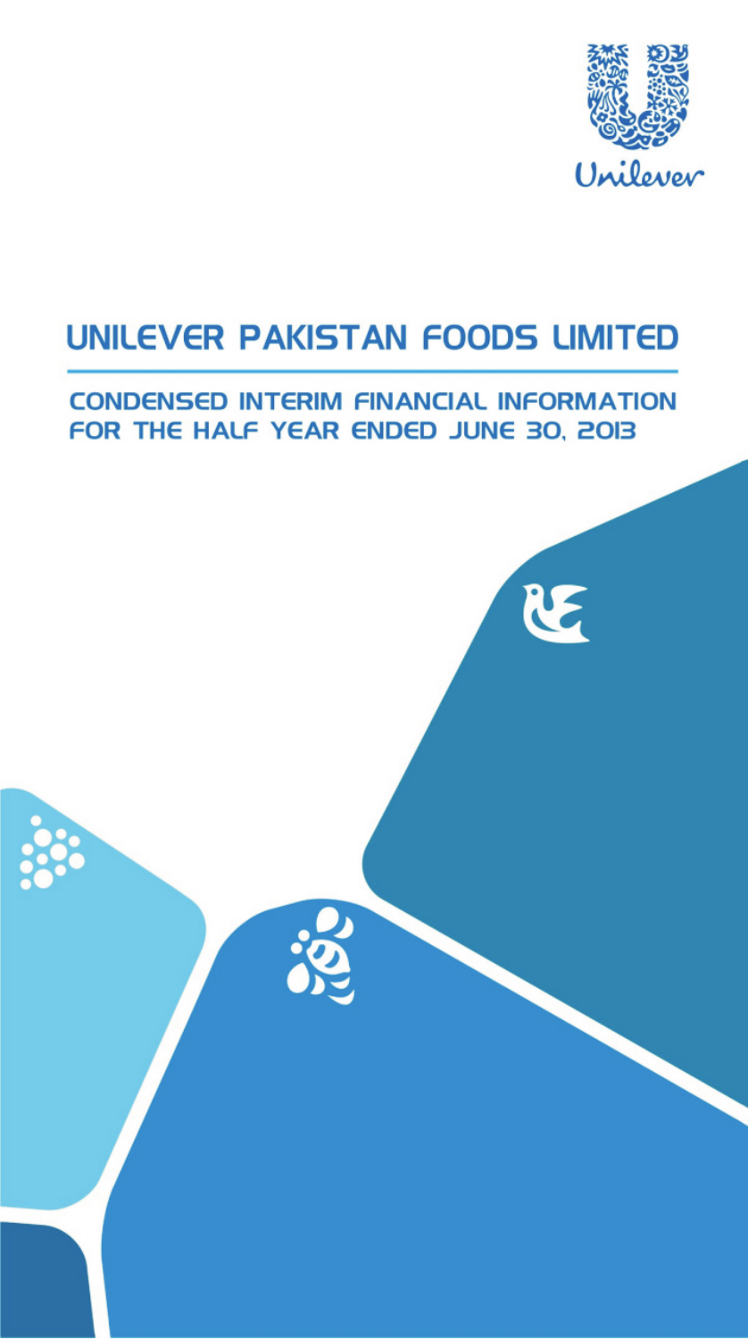Unilever

# UNILEVER PAKISTAN FOODS LIMITED

## CONDENSED INTERIM FINANCIAL INFORMATION FOR THE HALF YEAR ENDED JUNE 30, 2013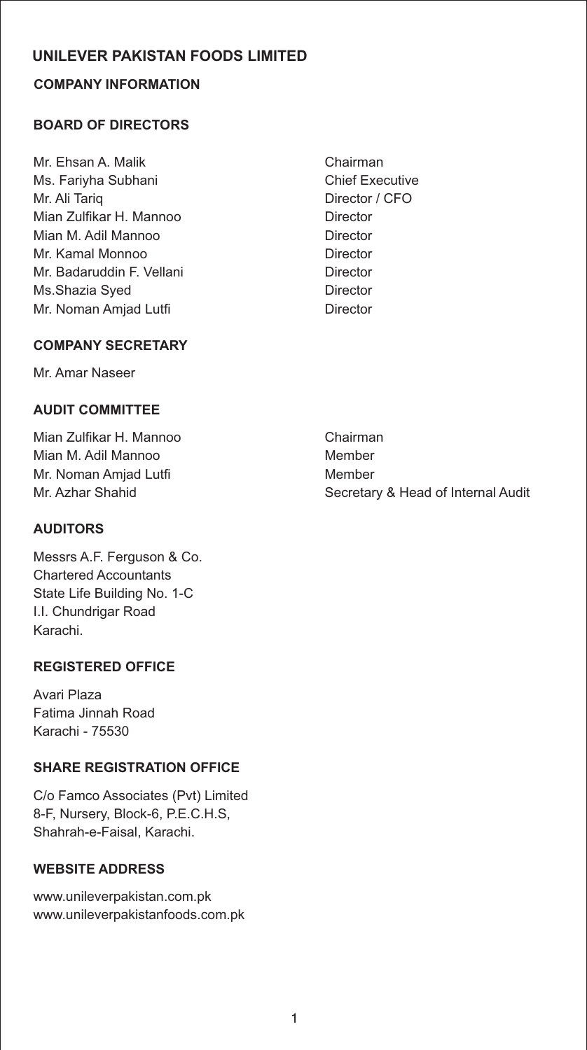# UNILEVER PAKISTAN FOODS LIMITED

## COMPANY INFORMATION

### BOARD OF DIRECTORS

| | |
|---|---|
| Mr. Ehsan A. Malik | Chairman |
| Ms. Fariyha Subhani | Chief Executive |
| Mr. Ali Tariq | Director / CFO |
| Mian Zulfikar H. Mannoo | Director |
| Mian M. Adil Mannoo | Director |
| Mr. Kamal Monnoo | Director |
| Mr. Badaruddin F. Vellani | Director |
| Ms.Shazia Syed | Director |
| Mr. Noman Amjad Lutfi | Director |

### COMPANY SECRETARY

Mr. Amar Naseer

### AUDIT COMMITTEE

| | |
|---|---|
| Mian Zulfikar H. Mannoo | Chairman |
| Mian M. Adil Mannoo | Member |
| Mr. Noman Amjad Lutfi | Member |
| Mr. Azhar Shahid | Secretary & Head of Internal Audit |

### AUDITORS

Messrs A.F. Ferguson & Co.
Chartered Accountants
State Life Building No. 1-C
I.I. Chundrigar Road
Karachi.

### REGISTERED OFFICE

Avari Plaza
Fatima Jinnah Road
Karachi - 75530

### SHARE REGISTRATION OFFICE

C/o Famco Associates (Pvt) Limited
8-F, Nursery, Block-6, P.E.C.H.S,
Shahrah-e-Faisal, Karachi.

### WEBSITE ADDRESS

www.unileverpakistan.com.pk
www.unileverpakistanfoods.com.pk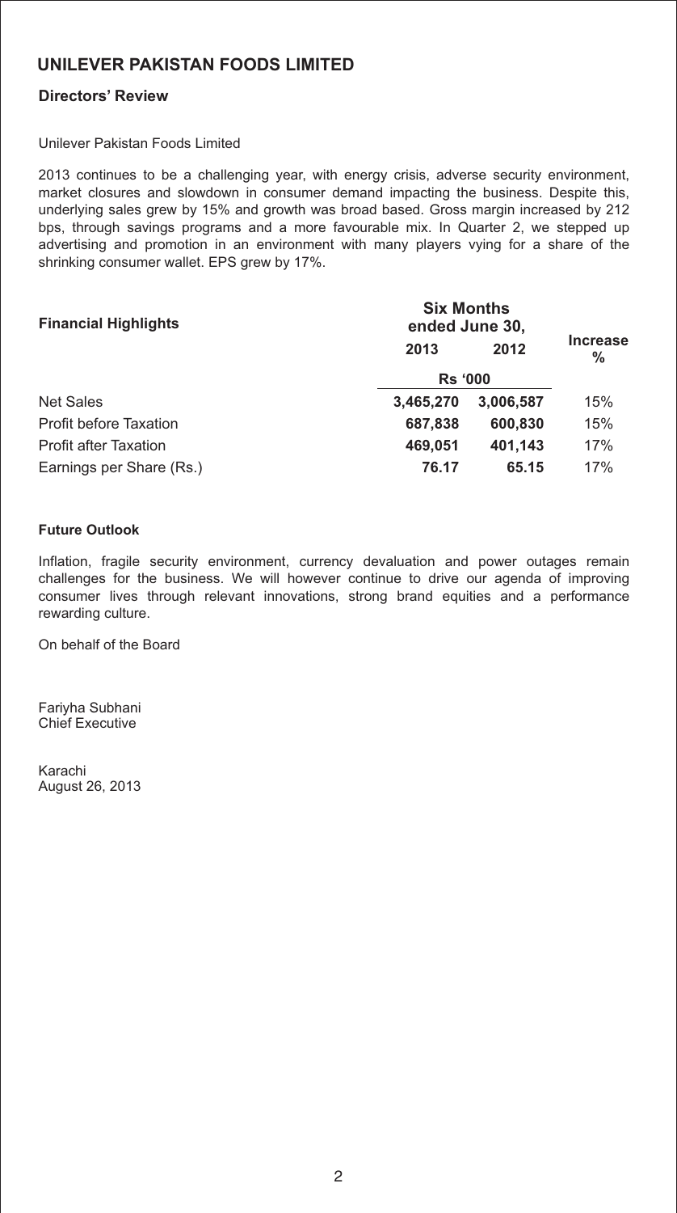# UNILEVER PAKISTAN FOODS LIMITED

## Directors' Review

Unilever Pakistan Foods Limited

2013 continues to be a challenging year, with energy crisis, adverse security environment, market closures and slowdown in consumer demand impacting the business. Despite this, underlying sales grew by 15% and growth was broad based. Gross margin increased by 212 bps, through savings programs and a more favourable mix. In Quarter 2, we stepped up advertising and promotion in an environment with many players vying for a share of the shrinking consumer wallet. EPS grew by 17%.

| **Financial Highlights** | **Six Months ended June 30,** | | **Increase %** |
|---|---|---|---|
| | **2013** | **2012** | |
| | **Rs '000** | | |
| Net Sales | **3,465,270** | **3,006,587** | 15% |
| Profit before Taxation | **687,838** | **600,830** | 15% |
| Profit after Taxation | **469,051** | **401,143** | 17% |
| Earnings per Share (Rs.) | **76.17** | **65.15** | 17% |

**Future Outlook**

Inflation, fragile security environment, currency devaluation and power outages remain challenges for the business. We will however continue to drive our agenda of improving consumer lives through relevant innovations, strong brand equities and a performance rewarding culture.

On behalf of the Board

Fariyha Subhani
Chief Executive

Karachi
August 26, 2013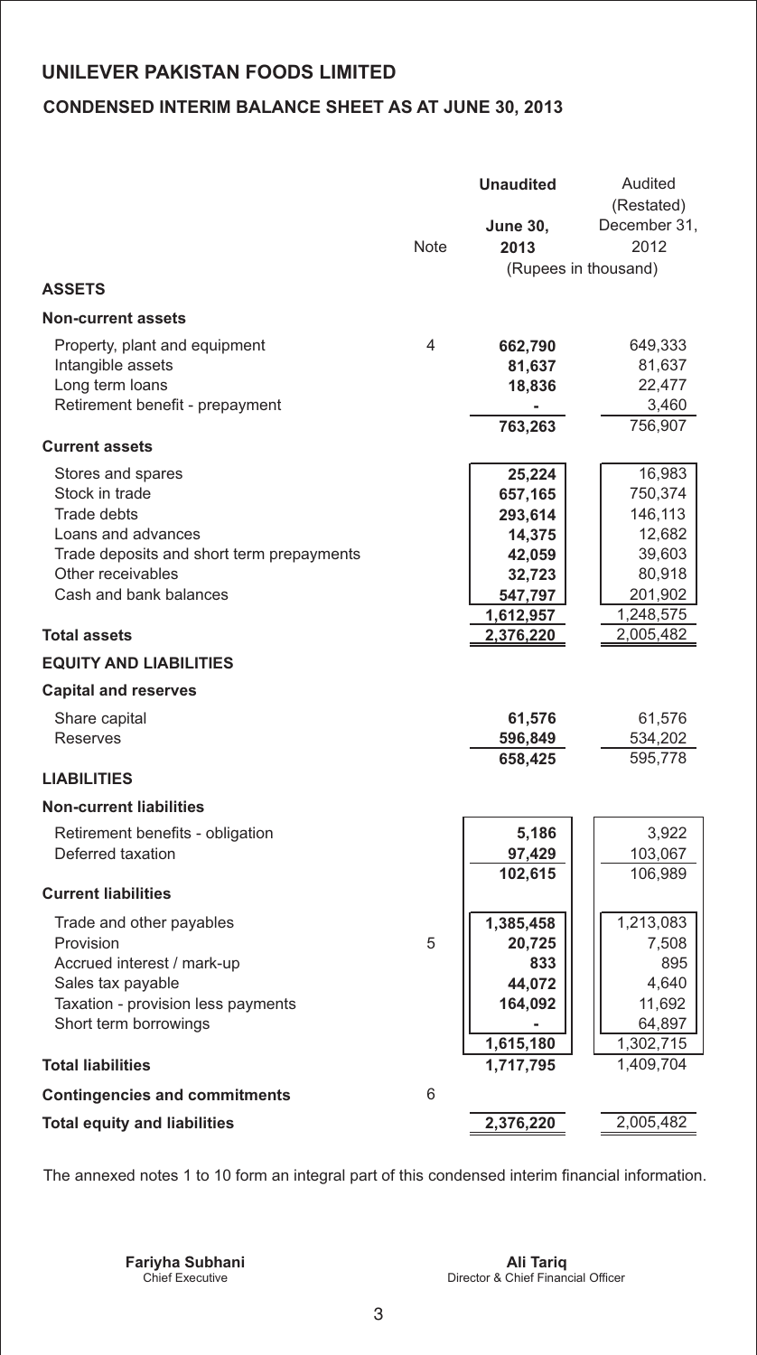# UNILEVER PAKISTAN FOODS LIMITED

## CONDENSED INTERIM BALANCE SHEET AS AT JUNE 30, 2013

| | Note | **Unaudited** **June 30, 2013** | Audited (Restated) December 31, 2012 |
|---|---|---|---|
| | | (Rupees in thousand) | |
| **ASSETS** | | | |
| **Non-current assets** | | | |
| Property, plant and equipment | 4 | **662,790** | 649,333 |
| Intangible assets | | **81,637** | 81,637 |
| Long term loans | | **18,836** | 22,477 |
| Retirement benefit - prepayment | | **-** | 3,460 |
| | | **763,263** | 756,907 |
| **Current assets** | | | |
| Stores and spares | | **25,224** | 16,983 |
| Stock in trade | | **657,165** | 750,374 |
| Trade debts | | **293,614** | 146,113 |
| Loans and advances | | **14,375** | 12,682 |
| Trade deposits and short term prepayments | | **42,059** | 39,603 |
| Other receivables | | **32,723** | 80,918 |
| Cash and bank balances | | **547,797** | 201,902 |
| | | **1,612,957** | 1,248,575 |
| **Total assets** | | **2,376,220** | 2,005,482 |
| **EQUITY AND LIABILITIES** | | | |
| **Capital and reserves** | | | |
| Share capital | | **61,576** | 61,576 |
| Reserves | | **596,849** | 534,202 |
| | | **658,425** | 595,778 |
| **LIABILITIES** | | | |
| **Non-current liabilities** | | | |
| Retirement benefits - obligation | | **5,186** | 3,922 |
| Deferred taxation | | **97,429** | 103,067 |
| | | **102,615** | 106,989 |
| **Current liabilities** | | | |
| Trade and other payables | | **1,385,458** | 1,213,083 |
| Provision | 5 | **20,725** | 7,508 |
| Accrued interest / mark-up | | **833** | 895 |
| Sales tax payable | | **44,072** | 4,640 |
| Taxation - provision less payments | | **164,092** | 11,692 |
| Short term borrowings | | **-** | 64,897 |
| | | **1,615,180** | 1,302,715 |
| **Total liabilities** | | **1,717,795** | 1,409,704 |
| **Contingencies and commitments** | 6 | | |
| **Total equity and liabilities** | | **2,376,220** | 2,005,482 |

The annexed notes 1 to 10 form an integral part of this condensed interim financial information.

**Fariyha Subhani**
Chief Executive

**Ali Tariq**
Director & Chief Financial Officer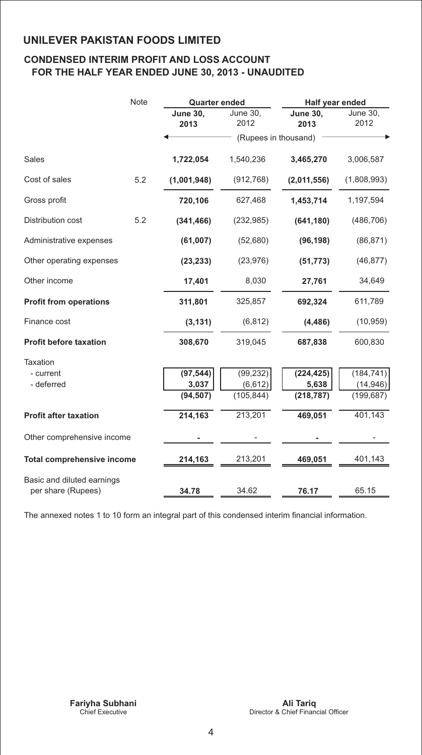# UNILEVER PAKISTAN FOODS LIMITED

## CONDENSED INTERIM PROFIT AND LOSS ACCOUNT FOR THE HALF YEAR ENDED JUNE 30, 2013 - UNAUDITED

| | Note | Quarter ended | | Half year ended | |
|---|---|---|---|---|---|
| | | **June 30, 2013** | June 30, 2012 | **June 30, 2013** | June 30, 2012 |
| | | (Rupees in thousand) | | | |
| Sales | | **1,722,054** | 1,540,236 | **3,465,270** | 3,006,587 |
| Cost of sales | 5.2 | **(1,001,948)** | (912,768) | **(2,011,556)** | (1,808,993) |
| Gross profit | | **720,106** | 627,468 | **1,453,714** | 1,197,594 |
| Distribution cost | 5.2 | **(341,466)** | (232,985) | **(641,180)** | (486,706) |
| Administrative expenses | | **(61,007)** | (52,680) | **(96,198)** | (86,871) |
| Other operating expenses | | **(23,233)** | (23,976) | **(51,773)** | (46,877) |
| Other income | | **17,401** | 8,030 | **27,761** | 34,649 |
| **Profit from operations** | | **311,801** | 325,857 | **692,324** | 611,789 |
| Finance cost | | **(3,131)** | (6,812) | **(4,486)** | (10,959) |
| **Profit before taxation** | | **308,670** | 319,045 | **687,838** | 600,830 |
| Taxation | | | | | |
| - current | | **(97,544)** | (99,232) | **(224,425)** | (184,741) |
| - deferred | | **3,037** | (6,612) | **5,638** | (14,946) |
| | | **(94,507)** | (105,844) | **(218,787)** | (199,687) |
| **Profit after taxation** | | **214,163** | 213,201 | **469,051** | 401,143 |
| Other comprehensive income | | **-** | - | **-** | - |
| **Total comprehensive income** | | **214,163** | 213,201 | **469,051** | 401,143 |
| Basic and diluted earnings per share (Rupees) | | **34.78** | 34.62 | **76.17** | 65.15 |

The annexed notes 1 to 10 form an integral part of this condensed interim financial information.

**Fariyha Subhani**
Chief Executive

**Ali Tariq**
Director & Chief Financial Officer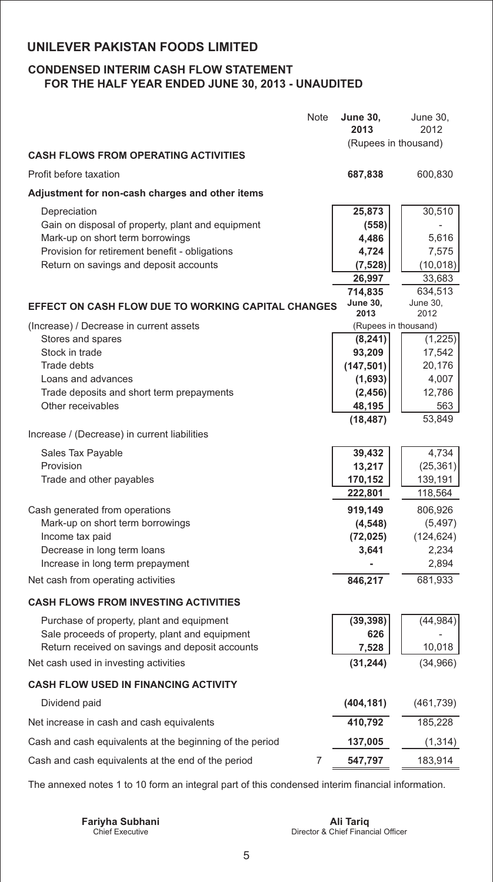# UNILEVER PAKISTAN FOODS LIMITED

## CONDENSED INTERIM CASH FLOW STATEMENT
## FOR THE HALF YEAR ENDED JUNE 30, 2013 - UNAUDITED

| | Note | **June 30, 2013** | June 30, 2012 |
|---|---|---|---|
| | | (Rupees in thousand) | |
| **CASH FLOWS FROM OPERATING ACTIVITIES** | | | |
| Profit before taxation | | **687,838** | 600,830 |
| **Adjustment for non-cash charges and other items** | | | |
| Depreciation | | **25,873** | 30,510 |
| Gain on disposal of property, plant and equipment | | **(558)** | - |
| Mark-up on short term borrowings | | **4,486** | 5,616 |
| Provision for retirement benefit - obligations | | **4,724** | 7,575 |
| Return on savings and deposit accounts | | **(7,528)** | (10,018) |
| | | **26,997** | 33,683 |
| | | **714,835** | 634,513 |
| **EFFECT ON CASH FLOW DUE TO WORKING CAPITAL CHANGES** | | **June 30, 2013** | June 30, 2012 |
| (Increase) / Decrease in current assets | | (Rupees in thousand) | |
| Stores and spares | | **(8,241)** | (1,225) |
| Stock in trade | | **93,209** | 17,542 |
| Trade debts | | **(147,501)** | 20,176 |
| Loans and advances | | **(1,693)** | 4,007 |
| Trade deposits and short term prepayments | | **(2,456)** | 12,786 |
| Other receivables | | **48,195** | 563 |
| | | **(18,487)** | 53,849 |
| Increase / (Decrease) in current liabilities | | | |
| Sales Tax Payable | | **39,432** | 4,734 |
| Provision | | **13,217** | (25,361) |
| Trade and other payables | | **170,152** | 139,191 |
| | | **222,801** | 118,564 |
| Cash generated from operations | | **919,149** | 806,926 |
| Mark-up on short term borrowings | | **(4,548)** | (5,497) |
| Income tax paid | | **(72,025)** | (124,624) |
| Decrease in long term loans | | **3,641** | 2,234 |
| Increase in long term prepayment | | **-** | 2,894 |
| Net cash from operating activities | | **846,217** | 681,933 |
| **CASH FLOWS FROM INVESTING ACTIVITIES** | | | |
| Purchase of property, plant and equipment | | **(39,398)** | (44,984) |
| Sale proceeds of property, plant and equipment | | **626** | - |
| Return received on savings and deposit accounts | | **7,528** | 10,018 |
| Net cash used in investing activities | | **(31,244)** | (34,966) |
| **CASH FLOW USED IN FINANCING ACTIVITY** | | | |
| Dividend paid | | **(404,181)** | (461,739) |
| Net increase in cash and cash equivalents | | **410,792** | 185,228 |
| Cash and cash equivalents at the beginning of the period | | **137,005** | (1,314) |
| Cash and cash equivalents at the end of the period | 7 | **547,797** | 183,914 |

The annexed notes 1 to 10 form an integral part of this condensed interim financial information.

**Fariyha Subhani**
Chief Executive

**Ali Tariq**
Director & Chief Financial Officer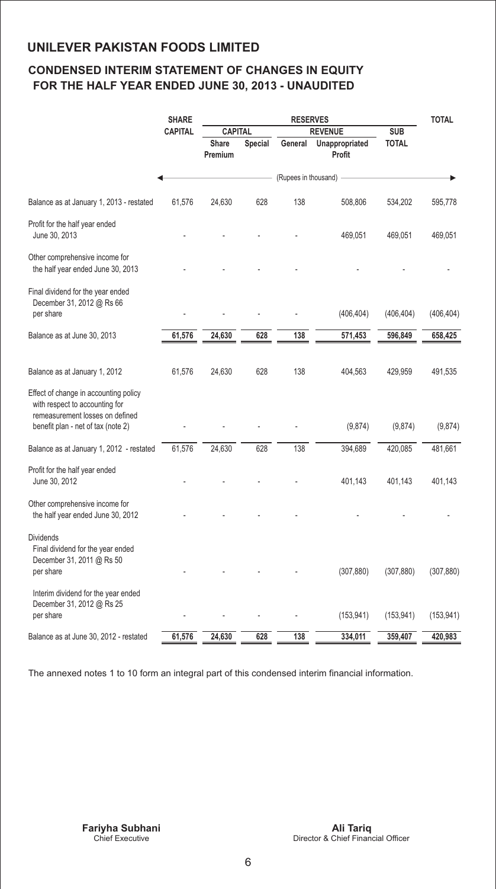# UNILEVER PAKISTAN FOODS LIMITED

## CONDENSED INTERIM STATEMENT OF CHANGES IN EQUITY FOR THE HALF YEAR ENDED JUNE 30, 2013 - UNAUDITED

| | SHARE CAPITAL | RESERVES | | | | | TOTAL |
|---|---|---|---|---|---|---|---|
| | | CAPITAL | | REVENUE | | SUB TOTAL | |
| | | Share Premium | Special | General | Unappropriated Profit | | |
| | (Rupees in thousand) | | | | | | |
| Balance as at January 1, 2013 - restated | 61,576 | 24,630 | 628 | 138 | 508,806 | 534,202 | 595,778 |
| Profit for the half year ended June 30, 2013 | - | - | - | - | 469,051 | 469,051 | 469,051 |
| Other comprehensive income for the half year ended June 30, 2013 | - | - | - | - | - | - | - |
| Final dividend for the year ended December 31, 2012 @ Rs 66 per share | - | - | - | - | (406,404) | (406,404) | (406,404) |
| Balance as at June 30, 2013 | 61,576 | 24,630 | 628 | 138 | 571,453 | 596,849 | 658,425 |
| Balance as at January 1, 2012 | 61,576 | 24,630 | 628 | 138 | 404,563 | 429,959 | 491,535 |
| Effect of change in accounting policy with respect to accounting for remeasurement losses on defined benefit plan - net of tax (note 2) | - | - | - | - | (9,874) | (9,874) | (9,874) |
| Balance as at January 1, 2012 - restated | 61,576 | 24,630 | 628 | 138 | 394,689 | 420,085 | 481,661 |
| Profit for the half year ended June 30, 2012 | - | - | - | - | 401,143 | 401,143 | 401,143 |
| Other comprehensive income for the half year ended June 30, 2012 | - | - | - | - | - | - | - |
| Dividends | | | | | | | |
| Final dividend for the year ended December 31, 2011 @ Rs 50 per share | - | - | - | - | (307,880) | (307,880) | (307,880) |
| Interim dividend for the year ended December 31, 2012 @ Rs 25 per share | - | - | - | - | (153,941) | (153,941) | (153,941) |
| Balance as at June 30, 2012 - restated | 61,576 | 24,630 | 628 | 138 | 334,011 | 359,407 | 420,983 |

The annexed notes 1 to 10 form an integral part of this condensed interim financial information.

**Fariyha Subhani**
Chief Executive

**Ali Tariq**
Director & Chief Financial Officer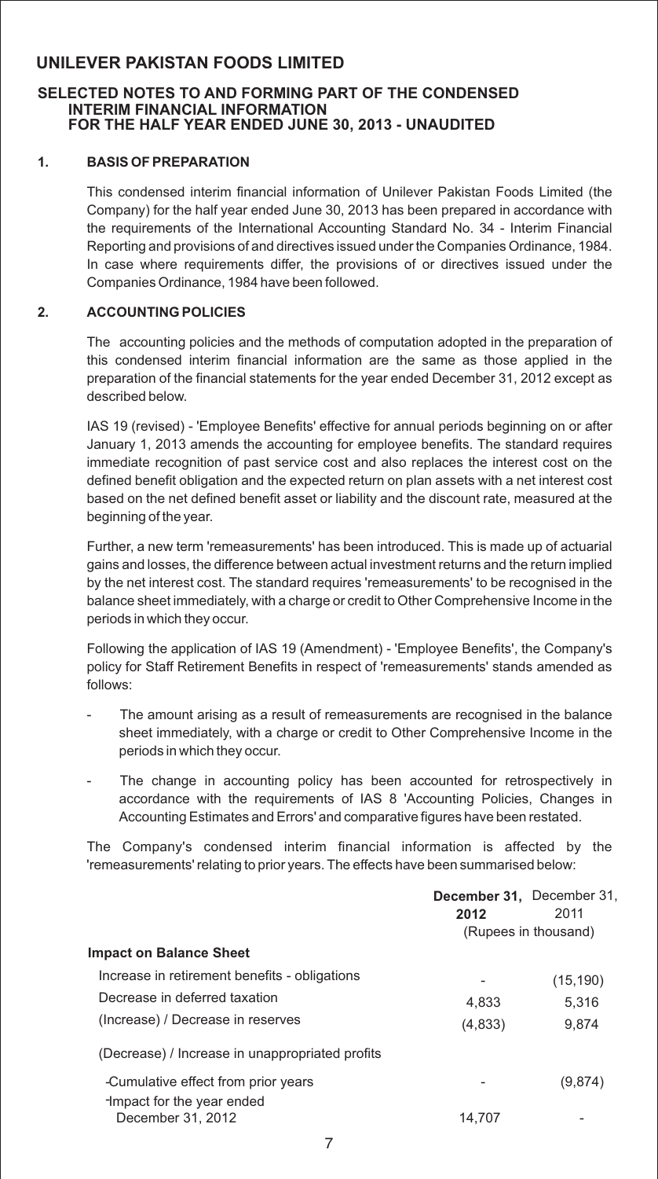# UNILEVER PAKISTAN FOODS LIMITED

## SELECTED NOTES TO AND FORMING PART OF THE CONDENSED INTERIM FINANCIAL INFORMATION FOR THE HALF YEAR ENDED JUNE 30, 2013 - UNAUDITED

### 1. BASIS OF PREPARATION

This condensed interim financial information of Unilever Pakistan Foods Limited (the Company) for the half year ended June 30, 2013 has been prepared in accordance with the requirements of the International Accounting Standard No. 34 - Interim Financial Reporting and provisions of and directives issued under the Companies Ordinance, 1984. In case where requirements differ, the provisions of or directives issued under the Companies Ordinance, 1984 have been followed.

### 2. ACCOUNTING POLICIES

The accounting policies and the methods of computation adopted in the preparation of this condensed interim financial information are the same as those applied in the preparation of the financial statements for the year ended December 31, 2012 except as described below.

IAS 19 (revised) - 'Employee Benefits' effective for annual periods beginning on or after January 1, 2013 amends the accounting for employee benefits. The standard requires immediate recognition of past service cost and also replaces the interest cost on the defined benefit obligation and the expected return on plan assets with a net interest cost based on the net defined benefit asset or liability and the discount rate, measured at the beginning of the year.

Further, a new term 'remeasurements' has been introduced. This is made up of actuarial gains and losses, the difference between actual investment returns and the return implied by the net interest cost. The standard requires 'remeasurements' to be recognised in the balance sheet immediately, with a charge or credit to Other Comprehensive Income in the periods in which they occur.

Following the application of IAS 19 (Amendment) - 'Employee Benefits', the Company's policy for Staff Retirement Benefits in respect of 'remeasurements' stands amended as follows:

- The amount arising as a result of remeasurements are recognised in the balance sheet immediately, with a charge or credit to Other Comprehensive Income in the periods in which they occur.
- The change in accounting policy has been accounted for retrospectively in accordance with the requirements of IAS 8 'Accounting Policies, Changes in Accounting Estimates and Errors' and comparative figures have been restated.

The Company's condensed interim financial information is affected by the 'remeasurements' relating to prior years. The effects have been summarised below:

| | **December 31, 2012** | December 31, 2011 |
|---|---|---|
| | (Rupees in thousand) | |
| **Impact on Balance Sheet** | | |
| Increase in retirement benefits - obligations | - | (15,190) |
| Decrease in deferred taxation | 4,833 | 5,316 |
| (Increase) / Decrease in reserves | (4,833) | 9,874 |
| (Decrease) / Increase in unappropriated profits | | |
| - Cumulative effect from prior years | - | (9,874) |
| - Impact for the year ended December 31, 2012 | 14,707 | - |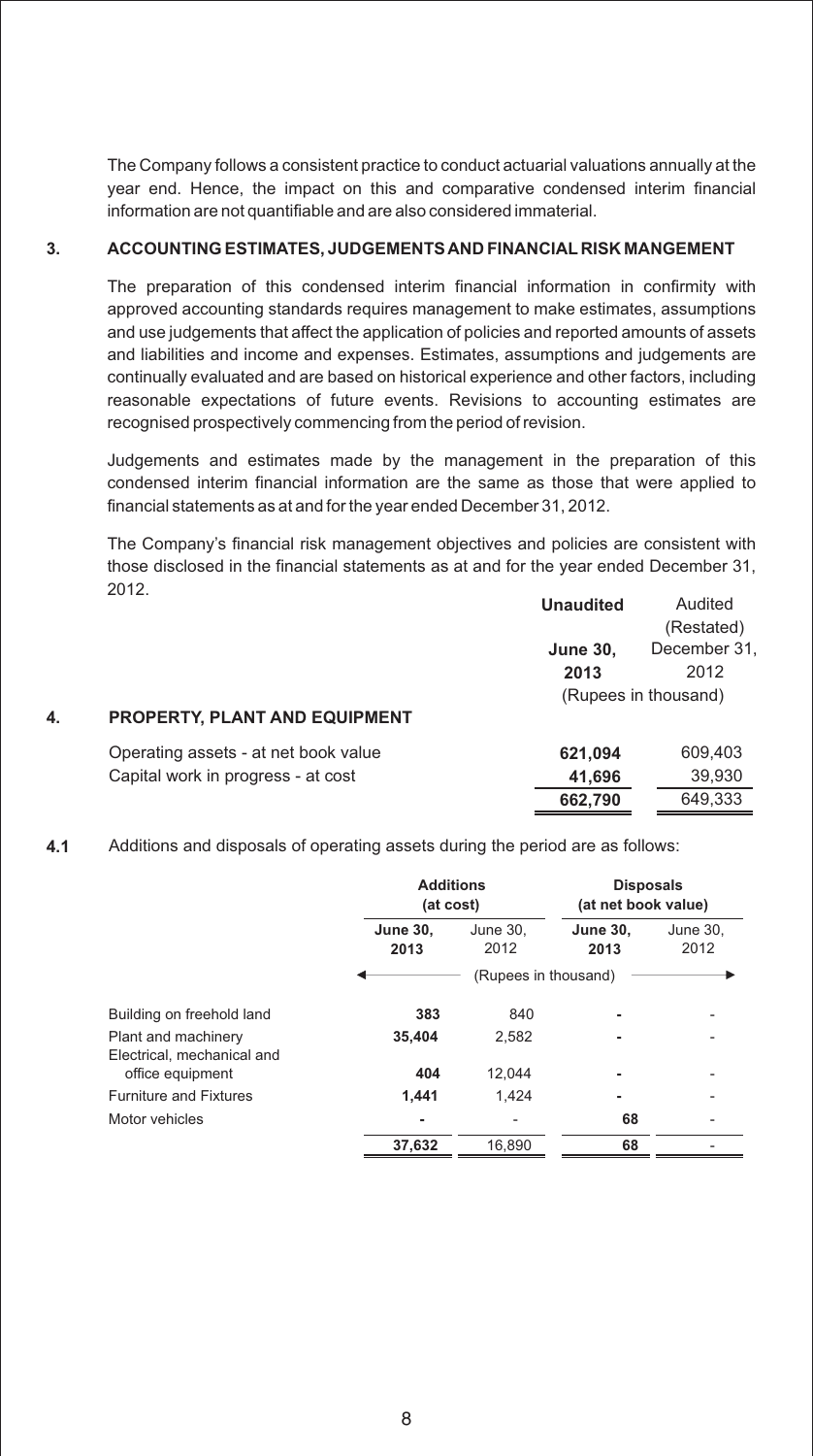The Company follows a consistent practice to conduct actuarial valuations annually at the year end. Hence, the impact on this and comparative condensed interim financial information are not quantifiable and are also considered immaterial.

## 3. ACCOUNTING ESTIMATES, JUDGEMENTS AND FINANCIAL RISK MANGEMENT

The preparation of this condensed interim financial information in confirmity with approved accounting standards requires management to make estimates, assumptions and use judgements that affect the application of policies and reported amounts of assets and liabilities and income and expenses. Estimates, assumptions and judgements are continually evaluated and are based on historical experience and other factors, including reasonable expectations of future events. Revisions to accounting estimates are recognised prospectively commencing from the period of revision.

Judgements and estimates made by the management in the preparation of this condensed interim financial information are the same as those that were applied to financial statements as at and for the year ended December 31, 2012.

The Company's financial risk management objectives and policies are consistent with those disclosed in the financial statements as at and for the year ended December 31, 2012.

## 4. PROPERTY, PLANT AND EQUIPMENT

| | **Unaudited** | Audited (Restated) |
|---|---|---|
| | **June 30, 2013** | December 31, 2012 |
| | (Rupees in thousand) | |
| Operating assets - at net book value | **621,094** | 609,403 |
| Capital work in progress - at cost | **41,696** | 39,930 |
| | **662,790** | 649,333 |

**4.1** Additions and disposals of operating assets during the period are as follows:

| | **Additions (at cost)** | | **Disposals (at net book value)** | |
|---|---|---|---|---|
| | **June 30, 2013** | June 30, 2012 | **June 30, 2013** | June 30, 2012 |
| | (Rupees in thousand) | | | |
| Building on freehold land | **383** | 840 | **-** | - |
| Plant and machinery | **35,404** | 2,582 | **-** | - |
| Electrical, mechanical and office equipment | **404** | 12,044 | **-** | - |
| Furniture and Fixtures | **1,441** | 1,424 | **-** | - |
| Motor vehicles | **-** | - | **68** | - |
| | **37,632** | 16,890 | **68** | - |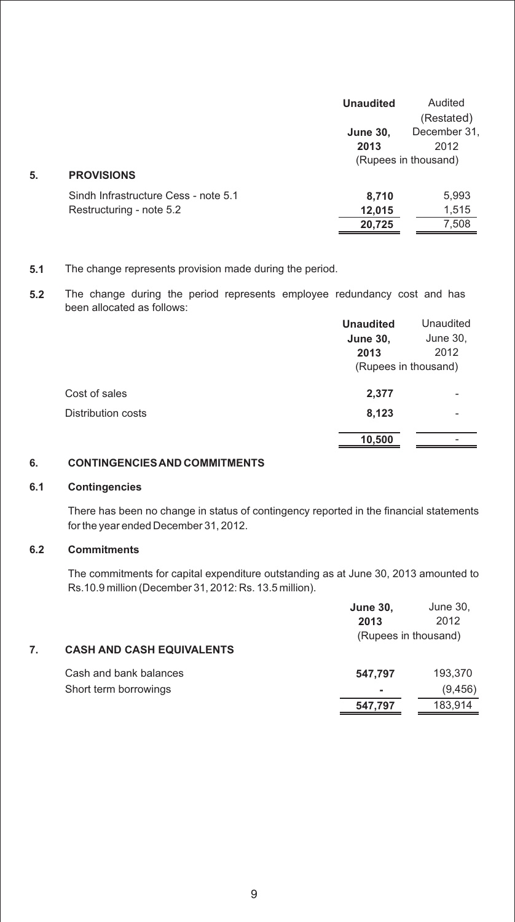|  | **Unaudited** | Audited (Restated) |
|---|---|---|
|  | **June 30, 2013** | December 31, 2012 |
|  | (Rupees in thousand) |  |

## 5. PROVISIONS

|  | **Unaudited June 30, 2013** | Audited (Restated) December 31, 2012 |
|---|---|---|
|  | (Rupees in thousand) |  |
| Sindh Infrastructure Cess - note 5.1 | **8,710** | 5,993 |
| Restructuring - note 5.2 | **12,015** | 1,515 |
|  | **20,725** | 7,508 |

**5.1** The change represents provision made during the period.

**5.2** The change during the period represents employee redundancy cost and has been allocated as follows:

|  | **Unaudited June 30, 2013** | Unaudited June 30, 2012 |
|---|---|---|
|  | (Rupees in thousand) |  |
| Cost of sales | **2,377** | - |
| Distribution costs | **8,123** | - |
|  | **10,500** | - |

## 6. CONTINGENCIES AND COMMITMENTS

### 6.1 Contingencies

There has been no change in status of contingency reported in the financial statements for the year ended December 31, 2012.

### 6.2 Commitments

The commitments for capital expenditure outstanding as at June 30, 2013 amounted to Rs.10.9 million (December 31, 2012: Rs. 13.5 million).

## 7. CASH AND CASH EQUIVALENTS

|  | **June 30, 2013** | June 30, 2012 |
|---|---|---|
|  | (Rupees in thousand) |  |
| Cash and bank balances | **547,797** | 193,370 |
| Short term borrowings | **-** | (9,456) |
|  | **547,797** | 183,914 |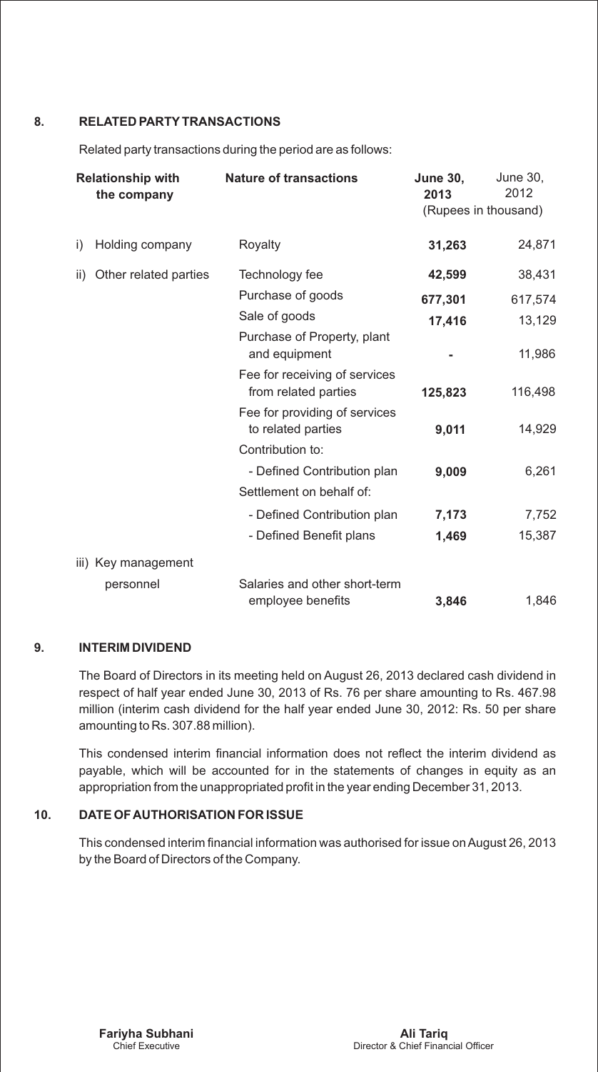## 8. RELATED PARTY TRANSACTIONS

Related party transactions during the period are as follows:

| Relationship with the company | Nature of transactions | June 30, 2013 | June 30, 2012 |
|---|---|---|---|
| | | (Rupees in thousand) | |
| i) Holding company | Royalty | **31,263** | 24,871 |
| ii) Other related parties | Technology fee | **42,599** | 38,431 |
| | Purchase of goods | **677,301** | 617,574 |
| | Sale of goods | **17,416** | 13,129 |
| | Purchase of Property, plant and equipment | **-** | 11,986 |
| | Fee for receiving of services from related parties | **125,823** | 116,498 |
| | Fee for providing of services to related parties | **9,011** | 14,929 |
| | Contribution to: | | |
| | - Defined Contribution plan | **9,009** | 6,261 |
| | Settlement on behalf of: | | |
| | - Defined Contribution plan | **7,173** | 7,752 |
| | - Defined Benefit plans | **1,469** | 15,387 |
| iii) Key management personnel | Salaries and other short-term employee benefits | **3,846** | 1,846 |

## 9. INTERIM DIVIDEND

The Board of Directors in its meeting held on August 26, 2013 declared cash dividend in respect of half year ended June 30, 2013 of Rs. 76 per share amounting to Rs. 467.98 million (interim cash dividend for the half year ended June 30, 2012: Rs. 50 per share amounting to Rs. 307.88 million).

This condensed interim financial information does not reflect the interim dividend as payable, which will be accounted for in the statements of changes in equity as an appropriation from the unappropriated profit in the year ending December 31, 2013.

## 10. DATE OF AUTHORISATION FOR ISSUE

This condensed interim financial information was authorised for issue on August 26, 2013 by the Board of Directors of the Company.

**Fariyha Subhani**
Chief Executive

**Ali Tariq**
Director & Chief Financial Officer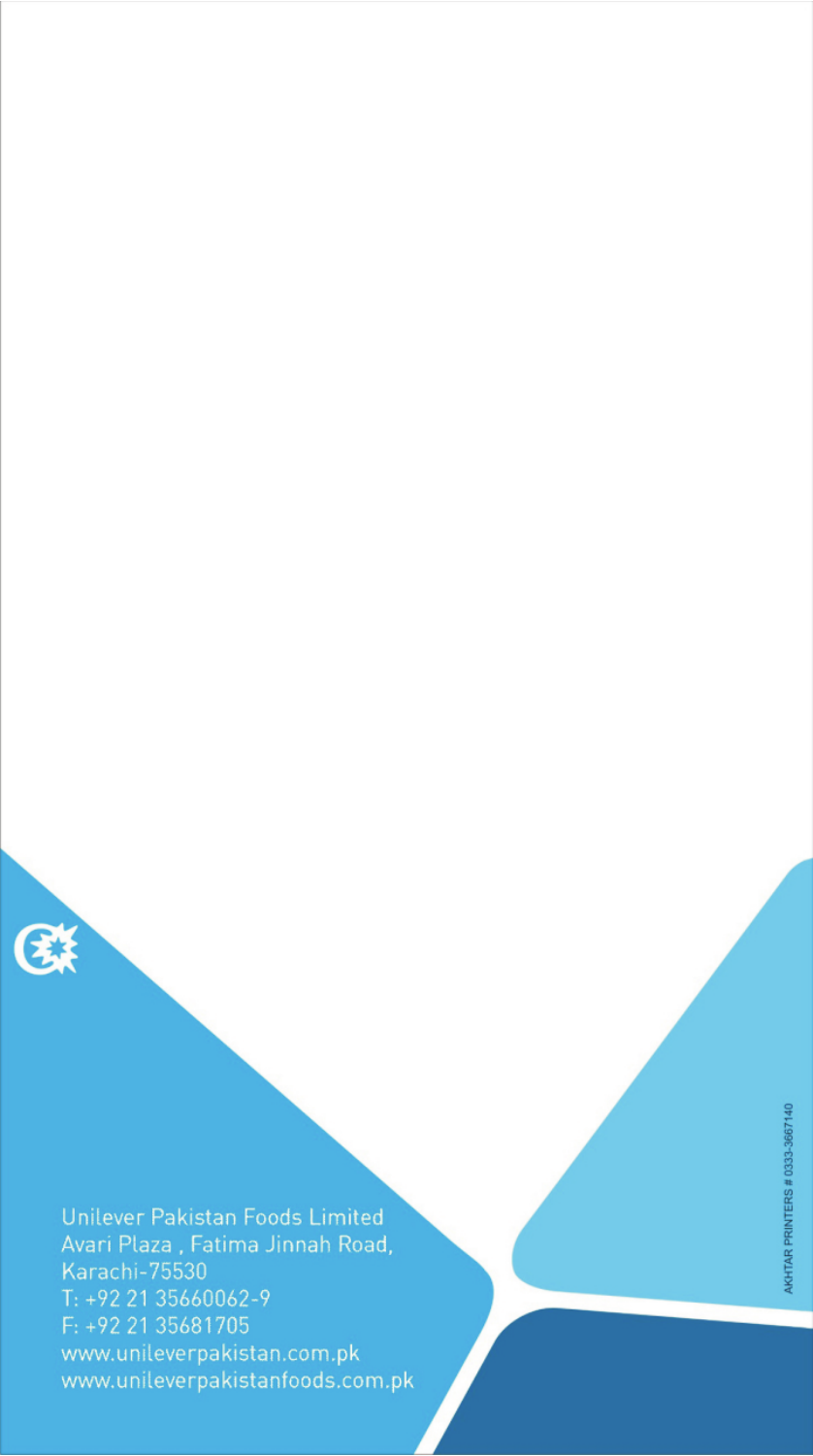Unilever Pakistan Foods Limited
Avari Plaza , Fatima Jinnah Road,
Karachi-75530
T: +92 21 35660062-9
F: +92 21 35681705
www.unileverpakistan.com.pk
www.unileverpakistanfoods.com.pk

AKHTAR PRINTERS # 0333-3667140